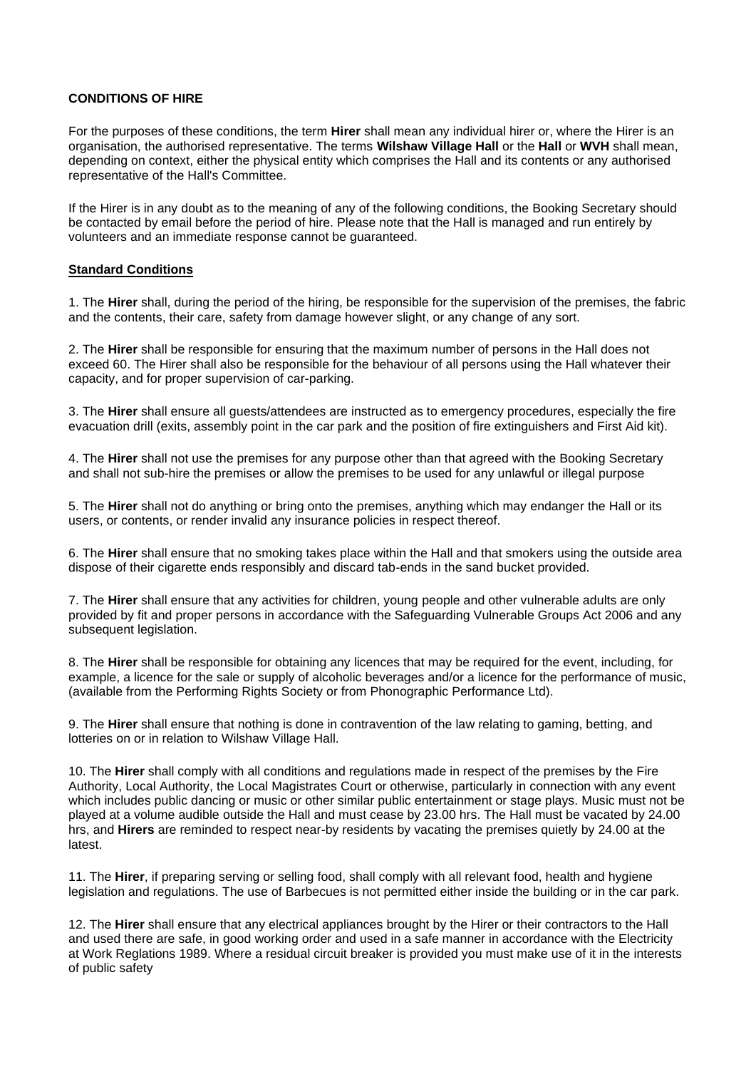**CONDITIONS OF HIRE**

For the purposes of these conditions, the term **Hirer** shall mean any individual hirer or, where the Hirer is an organisation, the authorised representative. The terms **Wilshaw Village Hall** or the **Hall** or **WVH** shall mean, depending on context, either the physical entity which comprises the Hall and its contents or any authorised representative of the Hall's Committee.

If the Hirer is in any doubt as to the meaning of any of the following conditions, the Booking Secretary should be contacted by email before the period of hire. Please note that the Hall is managed and run entirely by volunteers and an immediate response cannot be guaranteed.

**Standard Conditions**

1. The **Hirer** shall, during the period of the hiring, be responsible for the supervision of the premises, the fabric and the contents, their care, safety from damage however slight, or any change of any sort.

2. The **Hirer** shall be responsible for ensuring that the maximum number of persons in the Hall does not exceed 60. The Hirer shall also be responsible for the behaviour of all persons using the Hall whatever their capacity, and for proper supervision of car-parking.

3. The **Hirer** shall ensure all guests/attendees are instructed as to emergency procedures, especially the fire evacuation drill (exits, assembly point in the car park and the position of fire extinguishers and First Aid kit).

4. The **Hirer** shall not use the premises for any purpose other than that agreed with the Booking Secretary and shall not sub-hire the premises or allow the premises to be used for any unlawful or illegal purpose

5. The **Hirer** shall not do anything or bring onto the premises, anything which may endanger the Hall or its users, or contents, or render invalid any insurance policies in respect thereof.

6. The **Hirer** shall ensure that no smoking takes place within the Hall and that smokers using the outside area dispose of their cigarette ends responsibly and discard tab-ends in the sand bucket provided.

7. The **Hirer** shall ensure that any activities for children, young people and other vulnerable adults are only provided by fit and proper persons in accordance with the Safeguarding Vulnerable Groups Act 2006 and any subsequent legislation.

8. The **Hirer** shall be responsible for obtaining any licences that may be required for the event, including, for example, a licence for the sale or supply of alcoholic beverages and/or a licence for the performance of music, (available from the Performing Rights Society or from Phonographic Performance Ltd).

9. The **Hirer** shall ensure that nothing is done in contravention of the law relating to gaming, betting, and lotteries on or in relation to Wilshaw Village Hall.

10. The **Hirer** shall comply with all conditions and regulations made in respect of the premises by the Fire Authority, Local Authority, the Local Magistrates Court or otherwise, particularly in connection with any event which includes public dancing or music or other similar public entertainment or stage plays. Music must not be played at a volume audible outside the Hall and must cease by 23.00 hrs. The Hall must be vacated by 24.00 hrs, and **Hirers** are reminded to respect near-by residents by vacating the premises quietly by 24.00 at the latest.

11. The **Hirer**, if preparing serving or selling food, shall comply with all relevant food, health and hygiene legislation and regulations. The use of Barbecues is not permitted either inside the building or in the car park.

12. The **Hirer** shall ensure that any electrical appliances brought by the Hirer or their contractors to the Hall and used there are safe, in good working order and used in a safe manner in accordance with the Electricity at Work Reglations 1989. Where a residual circuit breaker is provided you must make use of it in the interests of public safety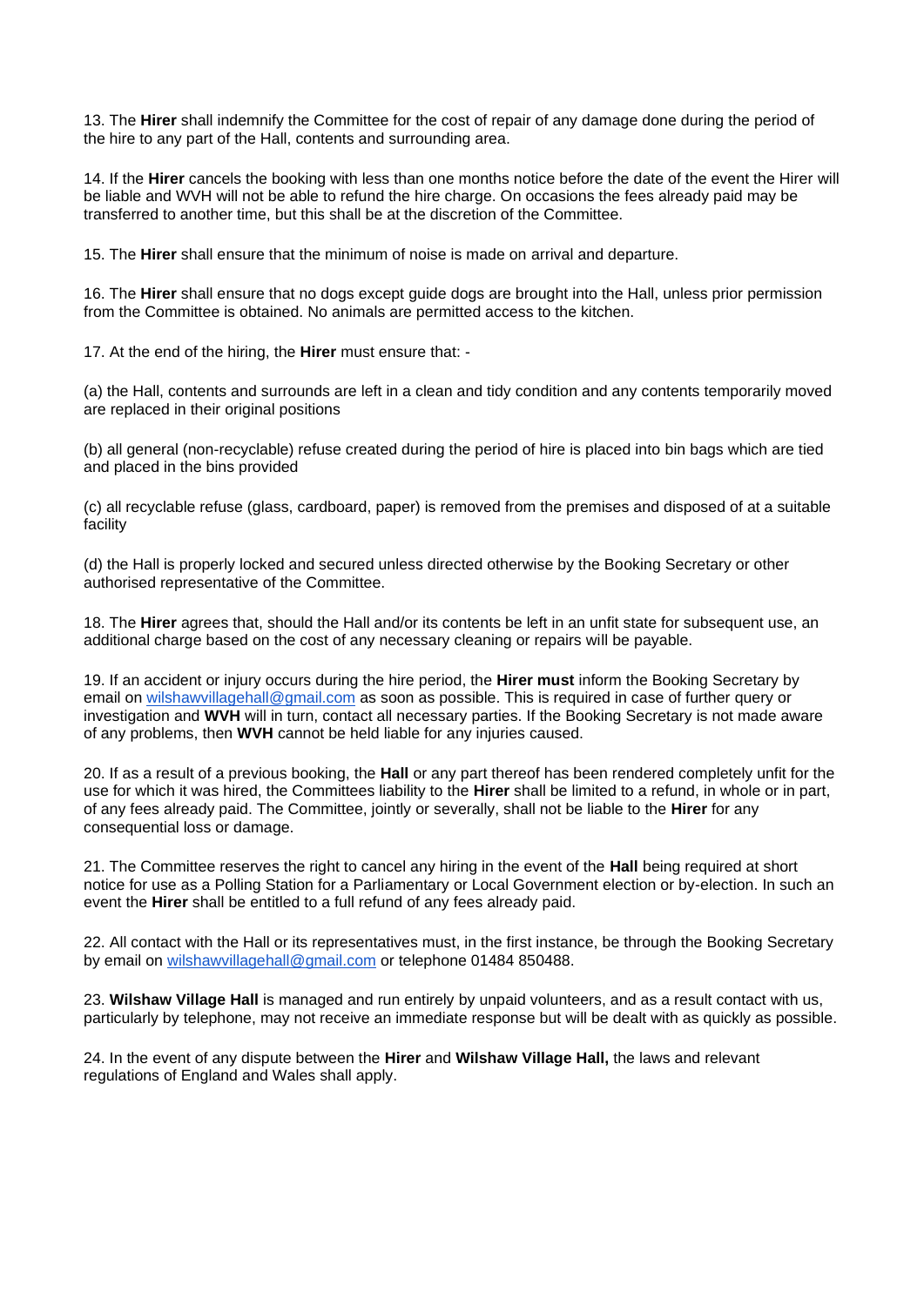13. The **Hirer** shall indemnify the Committee for the cost of repair of any damage done during the period of the hire to any part of the Hall, contents and surrounding area.

14. If the **Hirer** cancels the booking with less than one months notice before the date of the event the Hirer will be liable and WVH will not be able to refund the hire charge. On occasions the fees already paid may be transferred to another time, but this shall be at the discretion of the Committee.

15. The **Hirer** shall ensure that the minimum of noise is made on arrival and departure.

16. The **Hirer** shall ensure that no dogs except guide dogs are brought into the Hall, unless prior permission from the Committee is obtained. No animals are permitted access to the kitchen.

17. At the end of the hiring, the **Hirer** must ensure that: -

(a) the Hall, contents and surrounds are left in a clean and tidy condition and any contents temporarily moved are replaced in their original positions

(b) all general (non-recyclable) refuse created during the period of hire is placed into bin bags which are tied and placed in the bins provided

(c) all recyclable refuse (glass, cardboard, paper) is removed from the premises and disposed of at a suitable facility

(d) the Hall is properly locked and secured unless directed otherwise by the Booking Secretary or other authorised representative of the Committee.

18. The **Hirer** agrees that, should the Hall and/or its contents be left in an unfit state for subsequent use, an additional charge based on the cost of any necessary cleaning or repairs will be payable.

19. If an accident or injury occurs during the hire period, the **Hirer must** inform the Booking Secretary by email on wilshawvillagehall@gmail.com as soon as possible. This is required in case of further query or investigation and **WVH** will in turn, contact all necessary parties. If the Booking Secretary is not made aware of any problems, then **WVH** cannot be held liable for any injuries caused.

20. If as a result of a previous booking, the **Hall** or any part thereof has been rendered completely unfit for the use for which it was hired, the Committees liability to the **Hirer** shall be limited to a refund, in whole or in part, of any fees already paid. The Committee, jointly or severally, shall not be liable to the **Hirer** for any consequential loss or damage.

21. The Committee reserves the right to cancel any hiring in the event of the **Hall** being required at short notice for use as a Polling Station for a Parliamentary or Local Government election or by-election. In such an event the **Hirer** shall be entitled to a full refund of any fees already paid.

22. All contact with the Hall or its representatives must, in the first instance, be through the Booking Secretary by email on wilshawvillagehall@gmail.com or telephone 01484 850488.

23. **Wilshaw Village Hall** is managed and run entirely by unpaid volunteers, and as a result contact with us, particularly by telephone, may not receive an immediate response but will be dealt with as quickly as possible.

24. In the event of any dispute between the **Hirer** and **Wilshaw Village Hall,** the laws and relevant regulations of England and Wales shall apply.